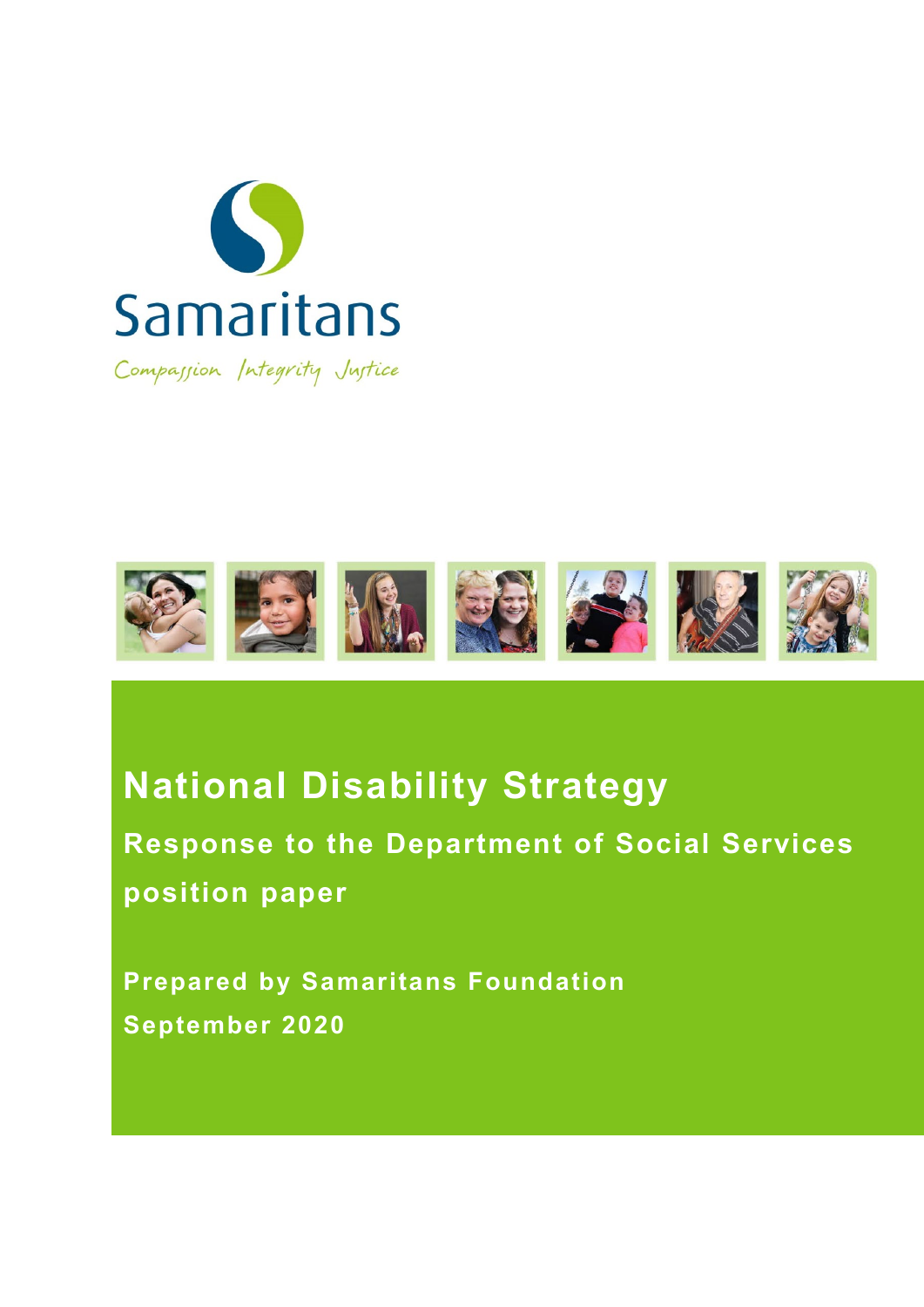Samaritans

Compassion Integrity Justice

# National Disability Strategy

## Response to the Department of Social Services position paper

**Prepared by Samaritans Foundation**

**September 2020**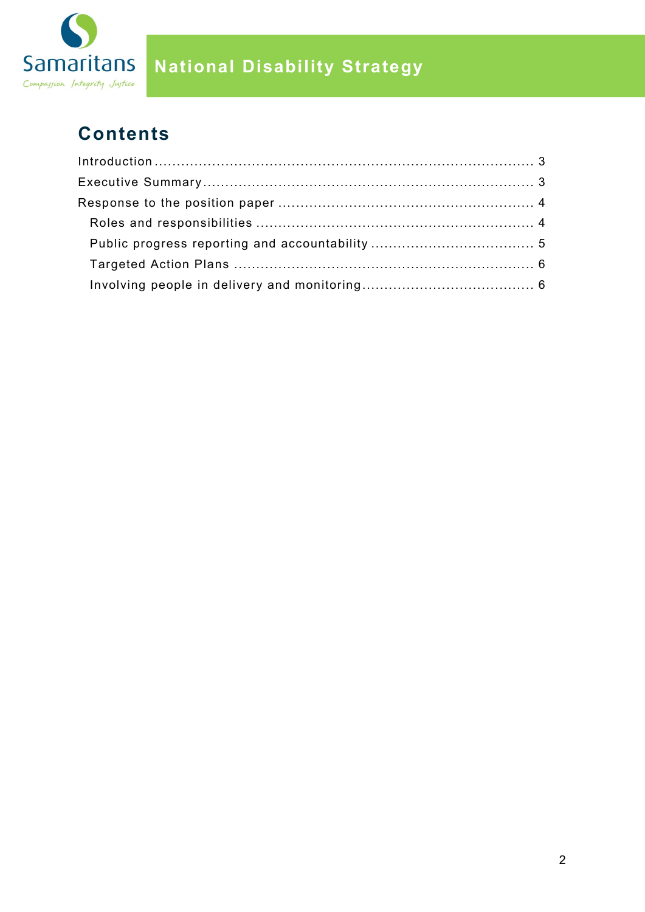## Contents

Introduction ........................................................................................ 3
Executive Summary ............................................................................ 3
Response to the position paper ........................................................... 4
  Roles and responsibilities ............................................................... 4
  Public progress reporting and accountability ..................................... 5
  Targeted Action Plans ..................................................................... 6
  Involving people in delivery and monitoring ....................................... 6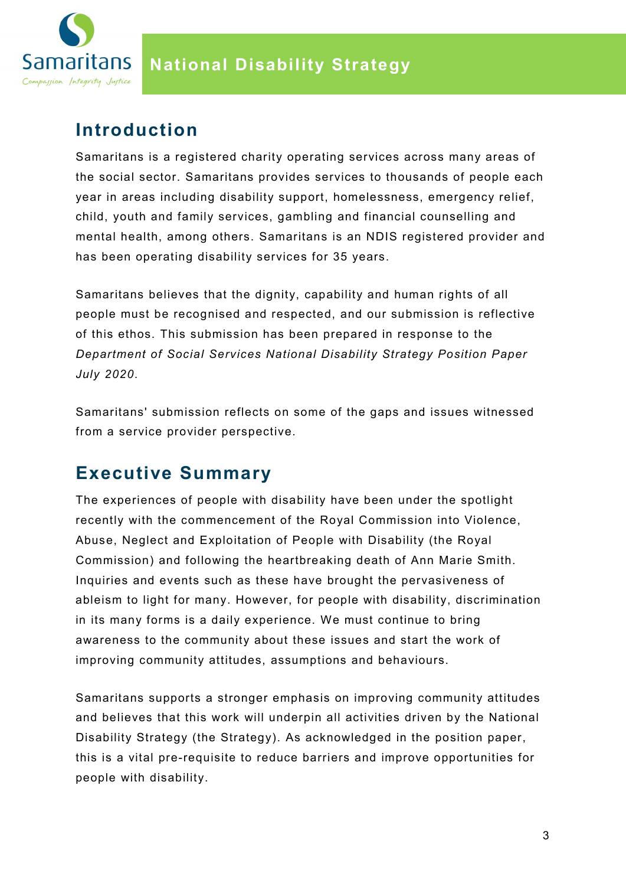## Introduction

Samaritans is a registered charity operating services across many areas of the social sector. Samaritans provides services to thousands of people each year in areas including disability support, homelessness, emergency relief, child, youth and family services, gambling and financial counselling and mental health, among others. Samaritans is an NDIS registered provider and has been operating disability services for 35 years.

Samaritans believes that the dignity, capability and human rights of all people must be recognised and respected, and our submission is reflective of this ethos. This submission has been prepared in response to the *Department of Social Services National Disability Strategy Position Paper July 2020*.

Samaritans' submission reflects on some of the gaps and issues witnessed from a service provider perspective.

## Executive Summary

The experiences of people with disability have been under the spotlight recently with the commencement of the Royal Commission into Violence, Abuse, Neglect and Exploitation of People with Disability (the Royal Commission) and following the heartbreaking death of Ann Marie Smith. Inquiries and events such as these have brought the pervasiveness of ableism to light for many. However, for people with disability, discrimination in its many forms is a daily experience. We must continue to bring awareness to the community about these issues and start the work of improving community attitudes, assumptions and behaviours.

Samaritans supports a stronger emphasis on improving community attitudes and believes that this work will underpin all activities driven by the National Disability Strategy (the Strategy). As acknowledged in the position paper, this is a vital pre-requisite to reduce barriers and improve opportunities for people with disability.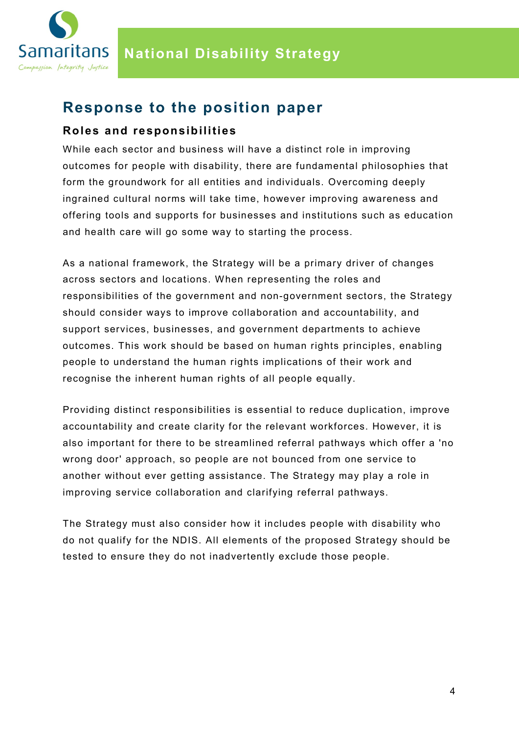## Response to the position paper

### Roles and responsibilities

While each sector and business will have a distinct role in improving outcomes for people with disability, there are fundamental philosophies that form the groundwork for all entities and individuals. Overcoming deeply ingrained cultural norms will take time, however improving awareness and offering tools and supports for businesses and institutions such as education and health care will go some way to starting the process.

As a national framework, the Strategy will be a primary driver of changes across sectors and locations. When representing the roles and responsibilities of the government and non-government sectors, the Strategy should consider ways to improve collaboration and accountability, and support services, businesses, and government departments to achieve outcomes. This work should be based on human rights principles, enabling people to understand the human rights implications of their work and recognise the inherent human rights of all people equally.

Providing distinct responsibilities is essential to reduce duplication, improve accountability and create clarity for the relevant workforces. However, it is also important for there to be streamlined referral pathways which offer a 'no wrong door' approach, so people are not bounced from one service to another without ever getting assistance. The Strategy may play a role in improving service collaboration and clarifying referral pathways.

The Strategy must also consider how it includes people with disability who do not qualify for the NDIS. All elements of the proposed Strategy should be tested to ensure they do not inadvertently exclude those people.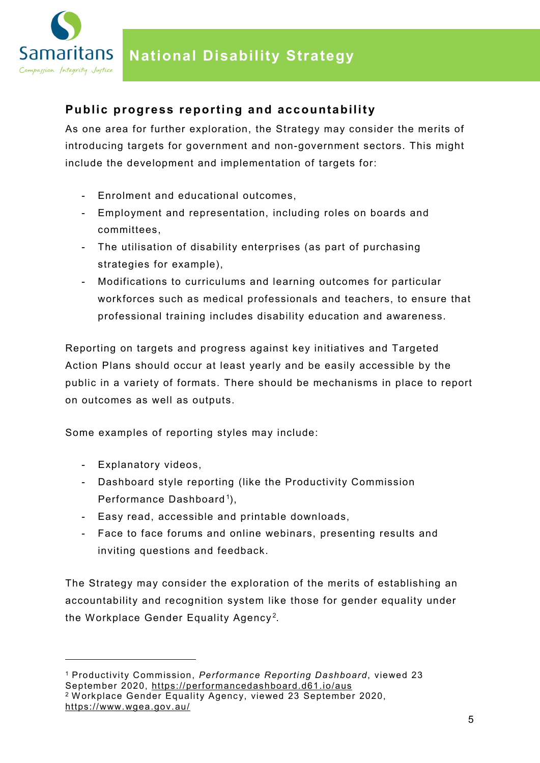## Public progress reporting and accountability

As one area for further exploration, the Strategy may consider the merits of introducing targets for government and non-government sectors. This might include the development and implementation of targets for:

- Enrolment and educational outcomes,
- Employment and representation, including roles on boards and committees,
- The utilisation of disability enterprises (as part of purchasing strategies for example),
- Modifications to curriculums and learning outcomes for particular workforces such as medical professionals and teachers, to ensure that professional training includes disability education and awareness.

Reporting on targets and progress against key initiatives and Targeted Action Plans should occur at least yearly and be easily accessible by the public in a variety of formats. There should be mechanisms in place to report on outcomes as well as outputs.

Some examples of reporting styles may include:

- Explanatory videos,
- Dashboard style reporting (like the Productivity Commission Performance Dashboard[1]),
- Easy read, accessible and printable downloads,
- Face to face forums and online webinars, presenting results and inviting questions and feedback.

The Strategy may consider the exploration of the merits of establishing an accountability and recognition system like those for gender equality under the Workplace Gender Equality Agency[2].

---

[1] Productivity Commission, *Performance Reporting Dashboard*, viewed 23 September 2020, https://performancedashboard.d61.io/aus

[2] Workplace Gender Equality Agency, viewed 23 September 2020, https://www.wgea.gov.au/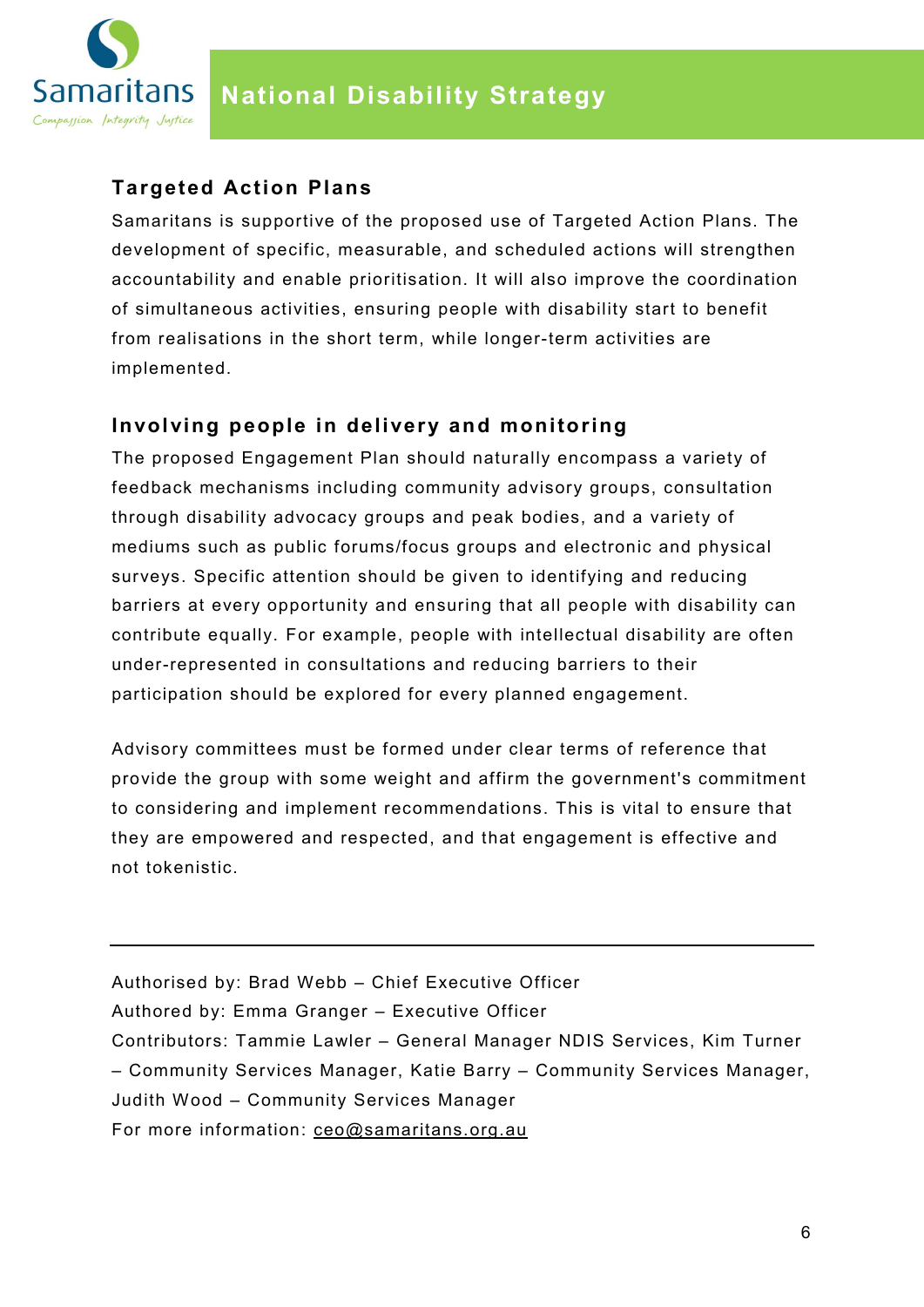## Targeted Action Plans

Samaritans is supportive of the proposed use of Targeted Action Plans. The development of specific, measurable, and scheduled actions will strengthen accountability and enable prioritisation. It will also improve the coordination of simultaneous activities, ensuring people with disability start to benefit from realisations in the short term, while longer-term activities are implemented.

## Involving people in delivery and monitoring

The proposed Engagement Plan should naturally encompass a variety of feedback mechanisms including community advisory groups, consultation through disability advocacy groups and peak bodies, and a variety of mediums such as public forums/focus groups and electronic and physical surveys. Specific attention should be given to identifying and reducing barriers at every opportunity and ensuring that all people with disability can contribute equally. For example, people with intellectual disability are often under-represented in consultations and reducing barriers to their participation should be explored for every planned engagement.

Advisory committees must be formed under clear terms of reference that provide the group with some weight and affirm the government's commitment to considering and implement recommendations. This is vital to ensure that they are empowered and respected, and that engagement is effective and not tokenistic.

---

Authorised by: Brad Webb – Chief Executive Officer
Authored by: Emma Granger – Executive Officer
Contributors: Tammie Lawler – General Manager NDIS Services, Kim Turner – Community Services Manager, Katie Barry – Community Services Manager, Judith Wood – Community Services Manager
For more information: ceo@samaritans.org.au